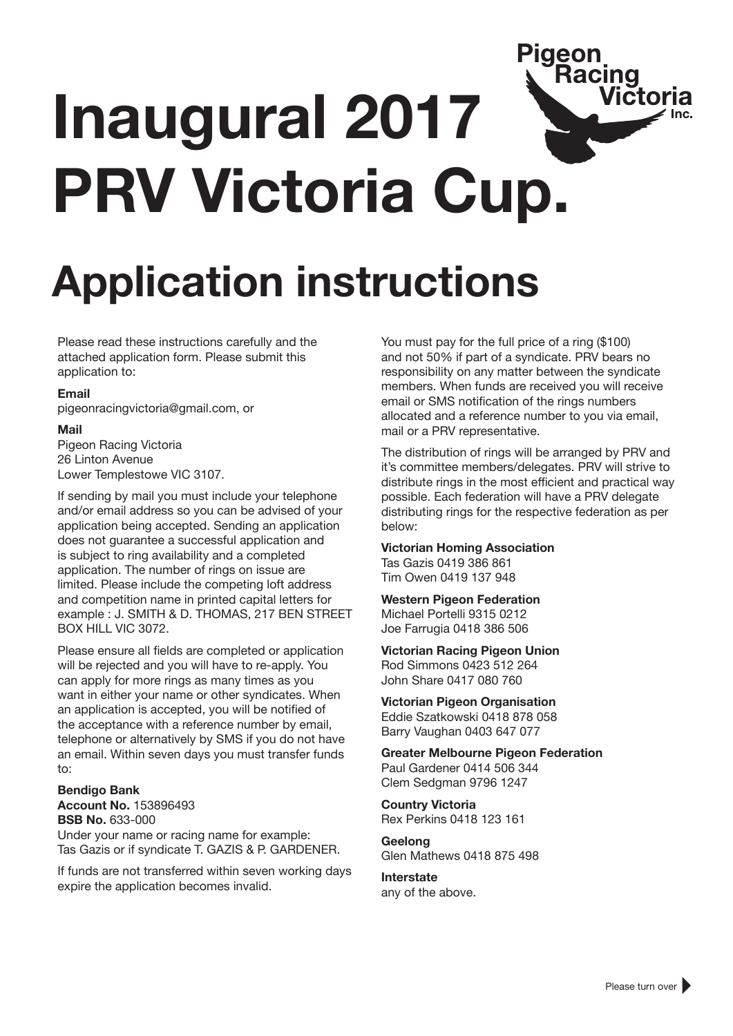Pigeon Racing Victoria Inc.

# Inaugural 2017 PRV Victoria Cup.

# Application instructions

Please read these instructions carefully and the attached application form. Please submit this application to:

**Email**
pigeonracingvictoria@gmail.com, or

**Mail**
Pigeon Racing Victoria
26 Linton Avenue
Lower Templestowe VIC 3107.

If sending by mail you must include your telephone and/or email address so you can be advised of your application being accepted. Sending an application does not guarantee a successful application and is subject to ring availability and a completed application. The number of rings on issue are limited. Please include the competing loft address and competition name in printed capital letters for example : J. SMITH & D. THOMAS, 217 BEN STREET BOX HILL VIC 3072.

Please ensure all fields are completed or application will be rejected and you will have to re-apply. You can apply for more rings as many times as you want in either your name or other syndicates. When an application is accepted, you will be notified of the acceptance with a reference number by email, telephone or alternatively by SMS if you do not have an email. Within seven days you must transfer funds to:

**Bendigo Bank**
**Account No.** 153896493
**BSB No.** 633-000
Under your name or racing name for example: Tas Gazis or if syndicate T. GAZIS & P. GARDENER.

If funds are not transferred within seven working days expire the application becomes invalid.

You must pay for the full price of a ring ($100) and not 50% if part of a syndicate. PRV bears no responsibility on any matter between the syndicate members. When funds are received you will receive email or SMS notification of the rings numbers allocated and a reference number to you via email, mail or a PRV representative.

The distribution of rings will be arranged by PRV and it's committee members/delegates. PRV will strive to distribute rings in the most efficient and practical way possible. Each federation will have a PRV delegate distributing rings for the respective federation as per below:

**Victorian Homing Association**
Tas Gazis 0419 386 861
Tim Owen 0419 137 948

**Western Pigeon Federation**
Michael Portelli 9315 0212
Joe Farrugia 0418 386 506

**Victorian Racing Pigeon Union**
Rod Simmons 0423 512 264
John Share 0417 080 760

**Victorian Pigeon Organisation**
Eddie Szatkowski 0418 878 058
Barry Vaughan 0403 647 077

**Greater Melbourne Pigeon Federation**
Paul Gardener 0414 506 344
Clem Sedgman 9796 1247

**Country Victoria**
Rex Perkins 0418 123 161

**Geelong**
Glen Mathews 0418 875 498

**Interstate**
any of the above.

Please turn over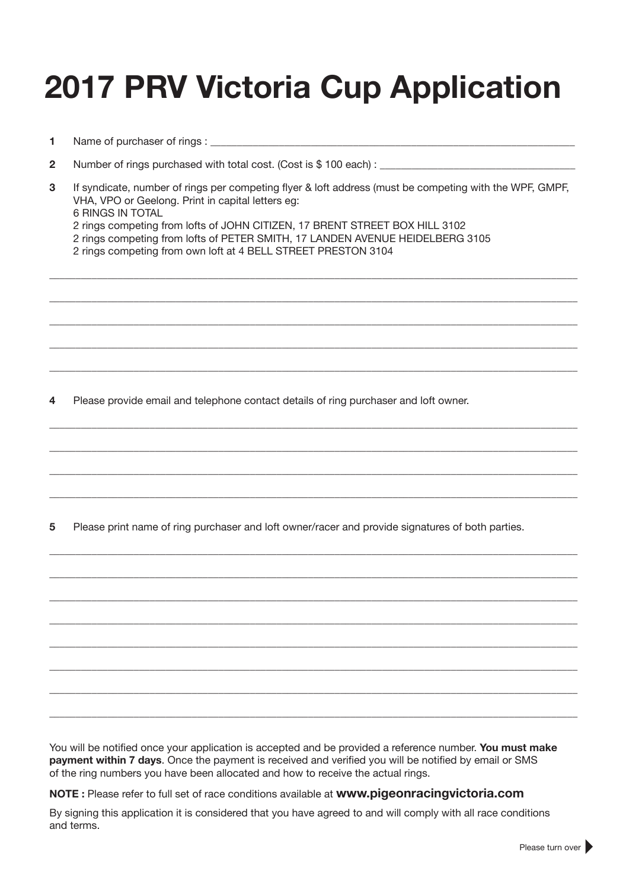# 2017 PRV Victoria Cup Application

1. Name of purchaser of rings : ______________________________

2. Number of rings purchased with total cost. (Cost is $ 100 each) : ______________________________

3. If syndicate, number of rings per competing flyer & loft address (must be competing with the WPF, GMPF, VHA, VPO or Geelong. Print in capital letters eg:
   6 RINGS IN TOTAL
   2 rings competing from lofts of JOHN CITIZEN, 17 BRENT STREET BOX HILL 3102
   2 rings competing from lofts of PETER SMITH, 17 LANDEN AVENUE HEIDELBERG 3105
   2 rings competing from own loft at 4 BELL STREET PRESTON 3104

   ______________________________
   ______________________________
   ______________________________
   ______________________________
   ______________________________

4. Please provide email and telephone contact details of ring purchaser and loft owner.

   ______________________________
   ______________________________
   ______________________________
   ______________________________

5. Please print name of ring purchaser and loft owner/racer and provide signatures of both parties.

   ______________________________
   ______________________________
   ______________________________
   ______________________________
   ______________________________
   ______________________________
   ______________________________
   ______________________________

You will be notified once your application is accepted and be provided a reference number. **You must make payment within 7 days**. Once the payment is received and verified you will be notified by email or SMS of the ring numbers you have been allocated and how to receive the actual rings.

**NOTE :** Please refer to full set of race conditions available at **www.pigeonracingvictoria.com**

By signing this application it is considered that you have agreed to and will comply with all race conditions and terms.

Please turn over